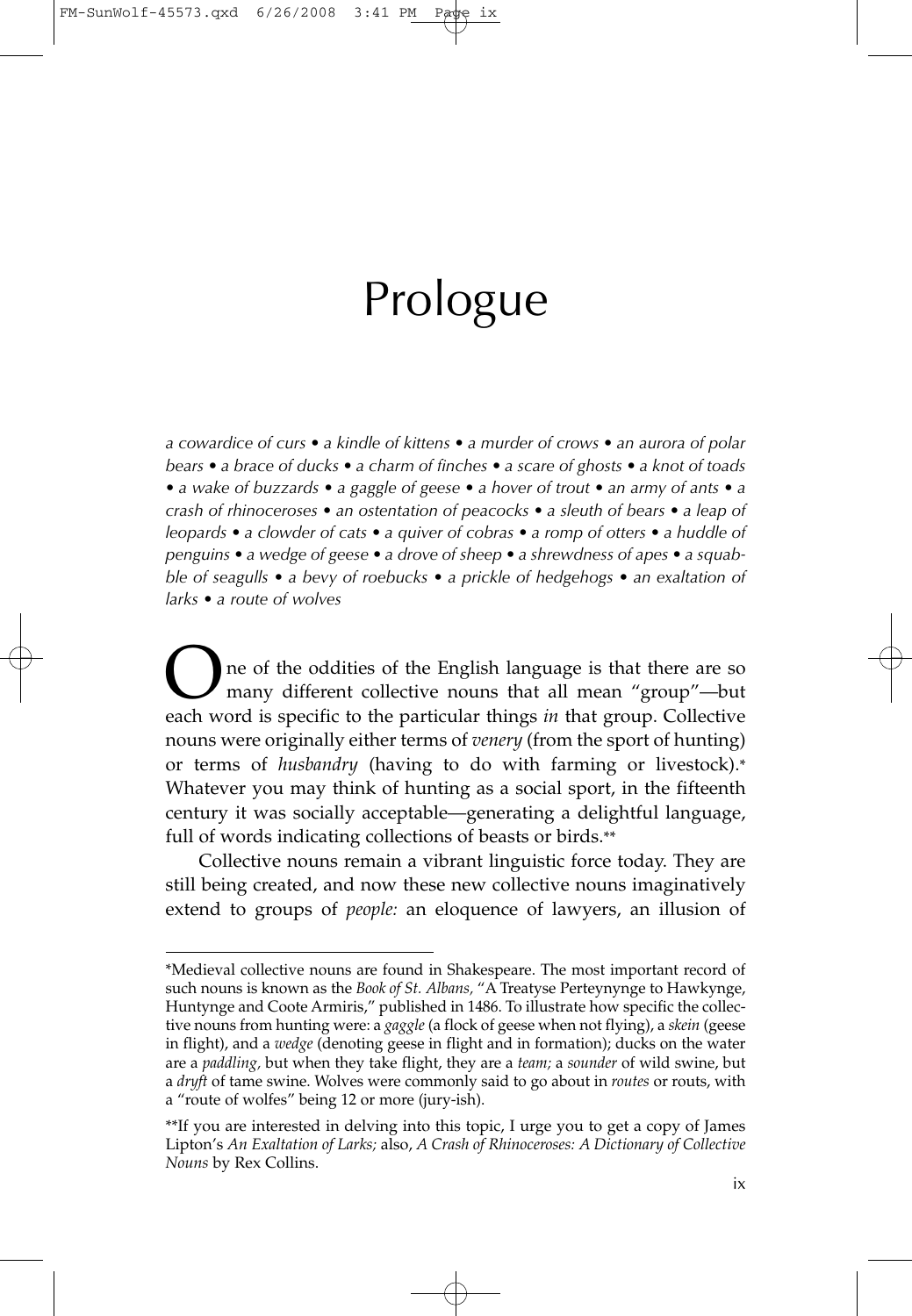# Prologue

*a cowardice of curs • a kindle of kittens • a murder of crows • an aurora of polar bears • a brace of ducks • a charm of finches • a scare of ghosts • a knot of toads • a wake of buzzards • a gaggle of geese • a hover of trout • an army of ants • a crash of rhinoceroses • an ostentation of peacocks • a sleuth of bears • a leap of leopards • a clowder of cats • a quiver of cobras • a romp of otters • a huddle of penguins • a wedge of geese • a drove of sheep • a shrewdness of apes • a squabble of seagulls • a bevy of roebucks • a prickle of hedgehogs • an exaltation of larks • a route of wolves*

One of the oddities of the English language is that there are so many different collective nouns that all mean "group"—but each word is specific to the particular things *in* that group. Collective nouns were originally either terms of *venery* (from the sport of hunting) or terms of *husbandry* (having to do with farming or livestock).* Whatever you may think of hunting as a social sport, in the fifteenth century it was socially acceptable—generating a delightful language, full of words indicating collections of beasts or birds.**

Collective nouns remain a vibrant linguistic force today. They are still being created, and now these new collective nouns imaginatively extend to groups of *people:* an eloquence of lawyers, an illusion of

---

*Medieval collective nouns are found in Shakespeare. The most important record of such nouns is known as the *Book of St. Albans,* "A Treatyse Perteynynge to Hawkynge, Huntynge and Coote Armiris," published in 1486. To illustrate how specific the collective nouns from hunting were: a *gaggle* (a flock of geese when not flying), a *skein* (geese in flight), and a *wedge* (denoting geese in flight and in formation); ducks on the water are a *paddling,* but when they take flight, they are a *team;* a *sounder* of wild swine, but a *dryft* of tame swine. Wolves were commonly said to go about in *routes* or routs, with a "route of wolfes" being 12 or more (jury-ish).

**If you are interested in delving into this topic, I urge you to get a copy of James Lipton's *An Exaltation of Larks;* also, *A Crash of Rhinoceroses: A Dictionary of Collective Nouns* by Rex Collins.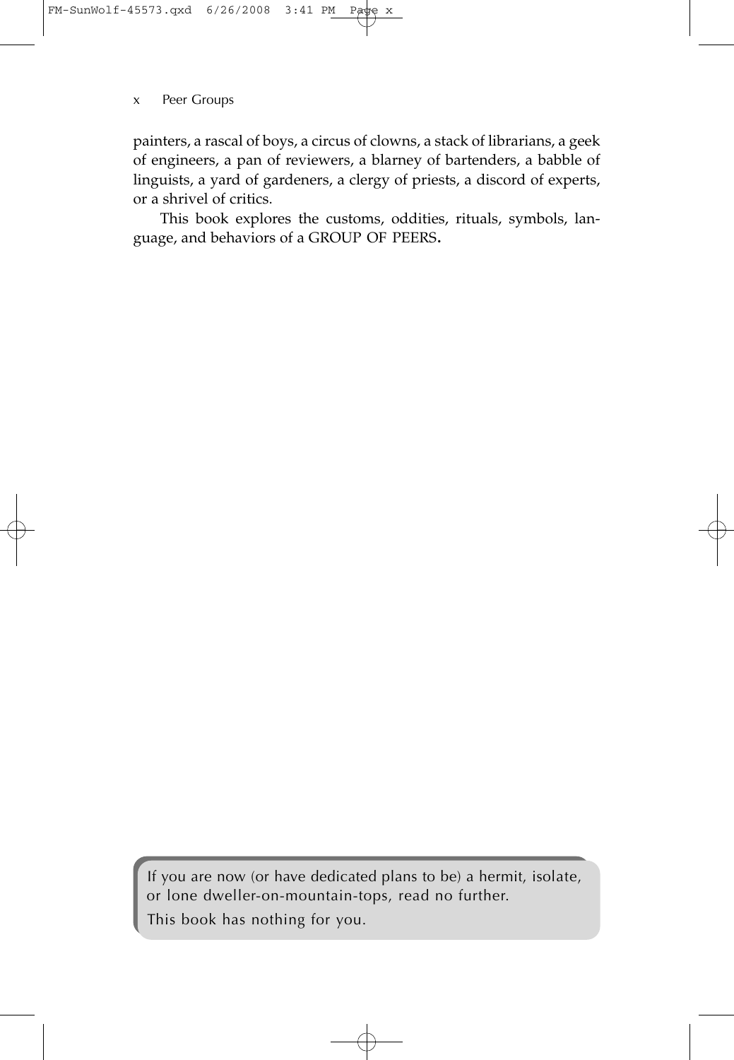painters, a rascal of boys, a circus of clowns, a stack of librarians, a geek of engineers, a pan of reviewers, a blarney of bartenders, a babble of linguists, a yard of gardeners, a clergy of priests, a discord of experts, or a shrivel of critics.

This book explores the customs, oddities, rituals, symbols, language, and behaviors of a GROUP OF PEERS.

> If you are now (or have dedicated plans to be) a hermit, isolate, or lone dweller-on-mountain-tops, read no further.
>
> This book has nothing for you.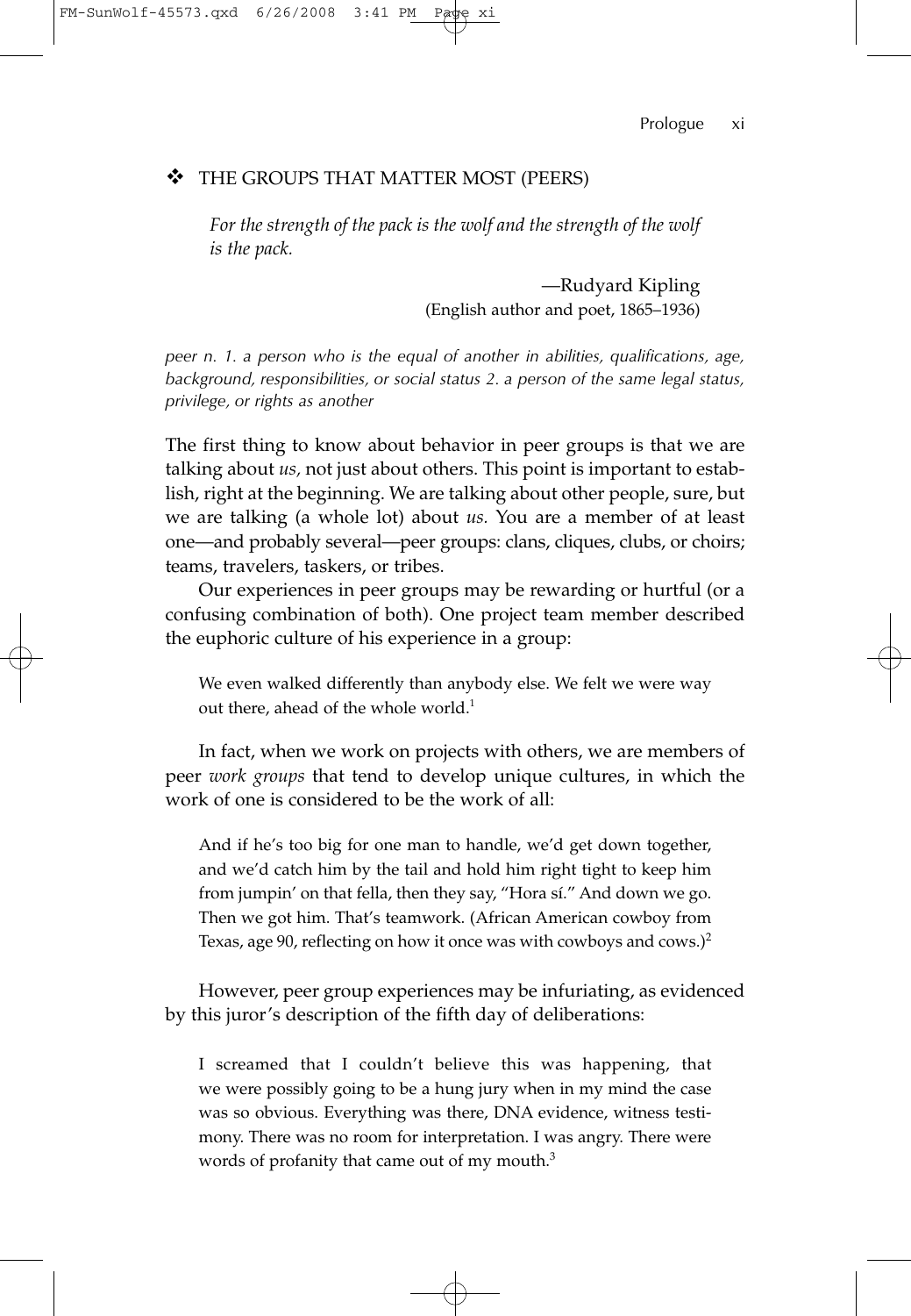## ❖ THE GROUPS THAT MATTER MOST (PEERS)

> *For the strength of the pack is the wolf and the strength of the wolf is the pack.*
>
> —Rudyard Kipling
> (English author and poet, 1865–1936)

*peer n. 1. a person who is the equal of another in abilities, qualifications, age, background, responsibilities, or social status 2. a person of the same legal status, privilege, or rights as another*

The first thing to know about behavior in peer groups is that we are talking about *us,* not just about others. This point is important to establish, right at the beginning. We are talking about other people, sure, but we are talking (a whole lot) about *us.* You are a member of at least one—and probably several—peer groups: clans, cliques, clubs, or choirs; teams, travelers, taskers, or tribes.

Our experiences in peer groups may be rewarding or hurtful (or a confusing combination of both). One project team member described the euphoric culture of his experience in a group:

> We even walked differently than anybody else. We felt we were way out there, ahead of the whole world.[1]

In fact, when we work on projects with others, we are members of peer *work groups* that tend to develop unique cultures, in which the work of one is considered to be the work of all:

> And if he's too big for one man to handle, we'd get down together, and we'd catch him by the tail and hold him right tight to keep him from jumpin' on that fella, then they say, "Hora sí." And down we go. Then we got him. That's teamwork. (African American cowboy from Texas, age 90, reflecting on how it once was with cowboys and cows.)[2]

However, peer group experiences may be infuriating, as evidenced by this juror's description of the fifth day of deliberations:

> I screamed that I couldn't believe this was happening, that we were possibly going to be a hung jury when in my mind the case was so obvious. Everything was there, DNA evidence, witness testimony. There was no room for interpretation. I was angry. There were words of profanity that came out of my mouth.[3]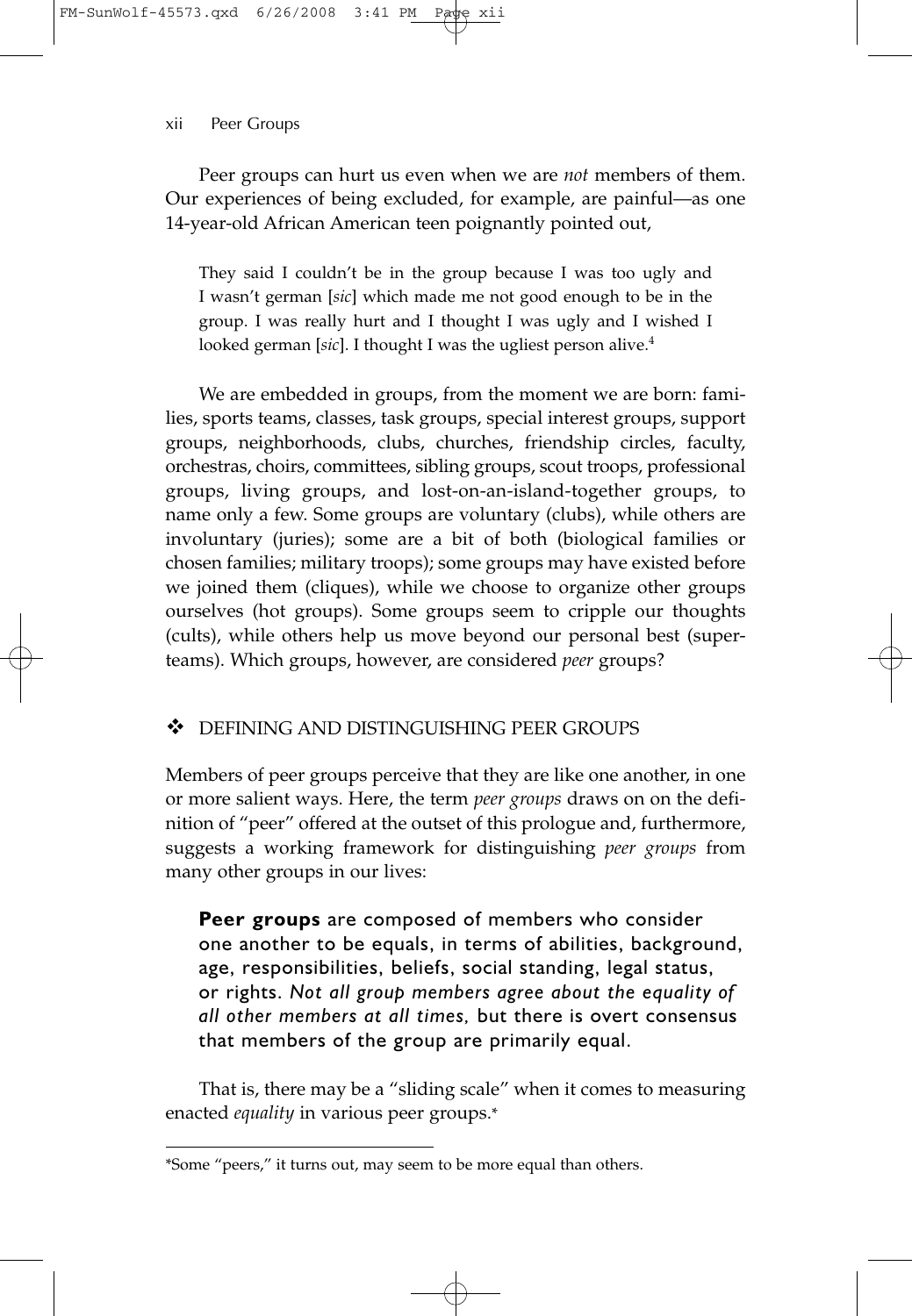Peer groups can hurt us even when we are *not* members of them. Our experiences of being excluded, for example, are painful—as one 14-year-old African American teen poignantly pointed out,

> They said I couldn't be in the group because I was too ugly and I wasn't german [*sic*] which made me not good enough to be in the group. I was really hurt and I thought I was ugly and I wished I looked german [*sic*]. I thought I was the ugliest person alive.[4]

We are embedded in groups, from the moment we are born: families, sports teams, classes, task groups, special interest groups, support groups, neighborhoods, clubs, churches, friendship circles, faculty, orchestras, choirs, committees, sibling groups, scout troops, professional groups, living groups, and lost-on-an-island-together groups, to name only a few. Some groups are voluntary (clubs), while others are involuntary (juries); some are a bit of both (biological families or chosen families; military troops); some groups may have existed before we joined them (cliques), while we choose to organize other groups ourselves (hot groups). Some groups seem to cripple our thoughts (cults), while others help us move beyond our personal best (superteams). Which groups, however, are considered *peer* groups?

## ❖ DEFINING AND DISTINGUISHING PEER GROUPS

Members of peer groups perceive that they are like one another, in one or more salient ways. Here, the term *peer groups* draws on on the definition of "peer" offered at the outset of this prologue and, furthermore, suggests a working framework for distinguishing *peer groups* from many other groups in our lives:

> **Peer groups** are composed of members who consider one another to be equals, in terms of abilities, background, age, responsibilities, beliefs, social standing, legal status, or rights. *Not all group members agree about the equality of all other members at all times,* but there is overt consensus that members of the group are primarily equal.

That is, there may be a "sliding scale" when it comes to measuring enacted *equality* in various peer groups.*

---

*Some "peers," it turns out, may seem to be more equal than others.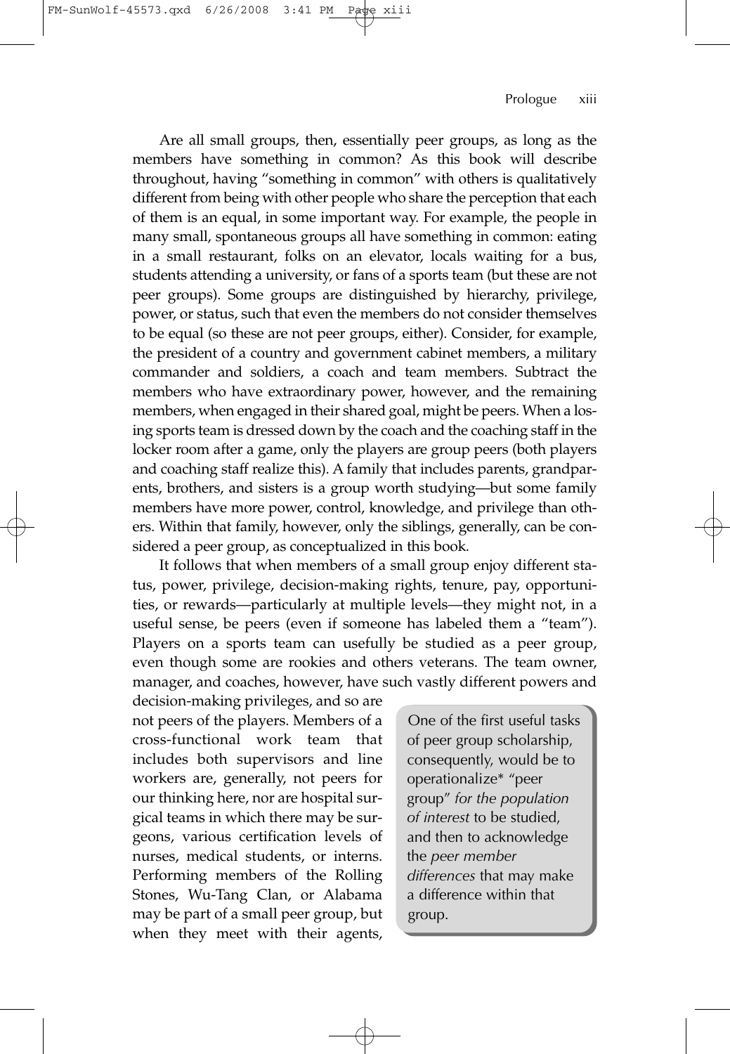Are all small groups, then, essentially peer groups, as long as the members have something in common? As this book will describe throughout, having "something in common" with others is qualitatively different from being with other people who share the perception that each of them is an equal, in some important way. For example, the people in many small, spontaneous groups all have something in common: eating in a small restaurant, folks on an elevator, locals waiting for a bus, students attending a university, or fans of a sports team (but these are not peer groups). Some groups are distinguished by hierarchy, privilege, power, or status, such that even the members do not consider themselves to be equal (so these are not peer groups, either). Consider, for example, the president of a country and government cabinet members, a military commander and soldiers, a coach and team members. Subtract the members who have extraordinary power, however, and the remaining members, when engaged in their shared goal, might be peers. When a losing sports team is dressed down by the coach and the coaching staff in the locker room after a game, only the players are group peers (both players and coaching staff realize this). A family that includes parents, grandparents, brothers, and sisters is a group worth studying—but some family members have more power, control, knowledge, and privilege than others. Within that family, however, only the siblings, generally, can be considered a peer group, as conceptualized in this book.

It follows that when members of a small group enjoy different status, power, privilege, decision-making rights, tenure, pay, opportunities, or rewards—particularly at multiple levels—they might not, in a useful sense, be peers (even if someone has labeled them a "team"). Players on a sports team can usefully be studied as a peer group, even though some are rookies and others veterans. The team owner, manager, and coaches, however, have such vastly different powers and decision-making privileges, and so are not peers of the players. Members of a cross-functional work team that includes both supervisors and line workers are, generally, not peers for our thinking here, nor are hospital surgical teams in which there may be surgeons, various certification levels of nurses, medical students, or interns. Performing members of the Rolling Stones, Wu-Tang Clan, or Alabama may be part of a small peer group, but when they meet with their agents,

> One of the first useful tasks of peer group scholarship, consequently, would be to operationalize* "peer group" *for the population of interest* to be studied, and then to acknowledge the *peer member differences* that may make a difference within that group.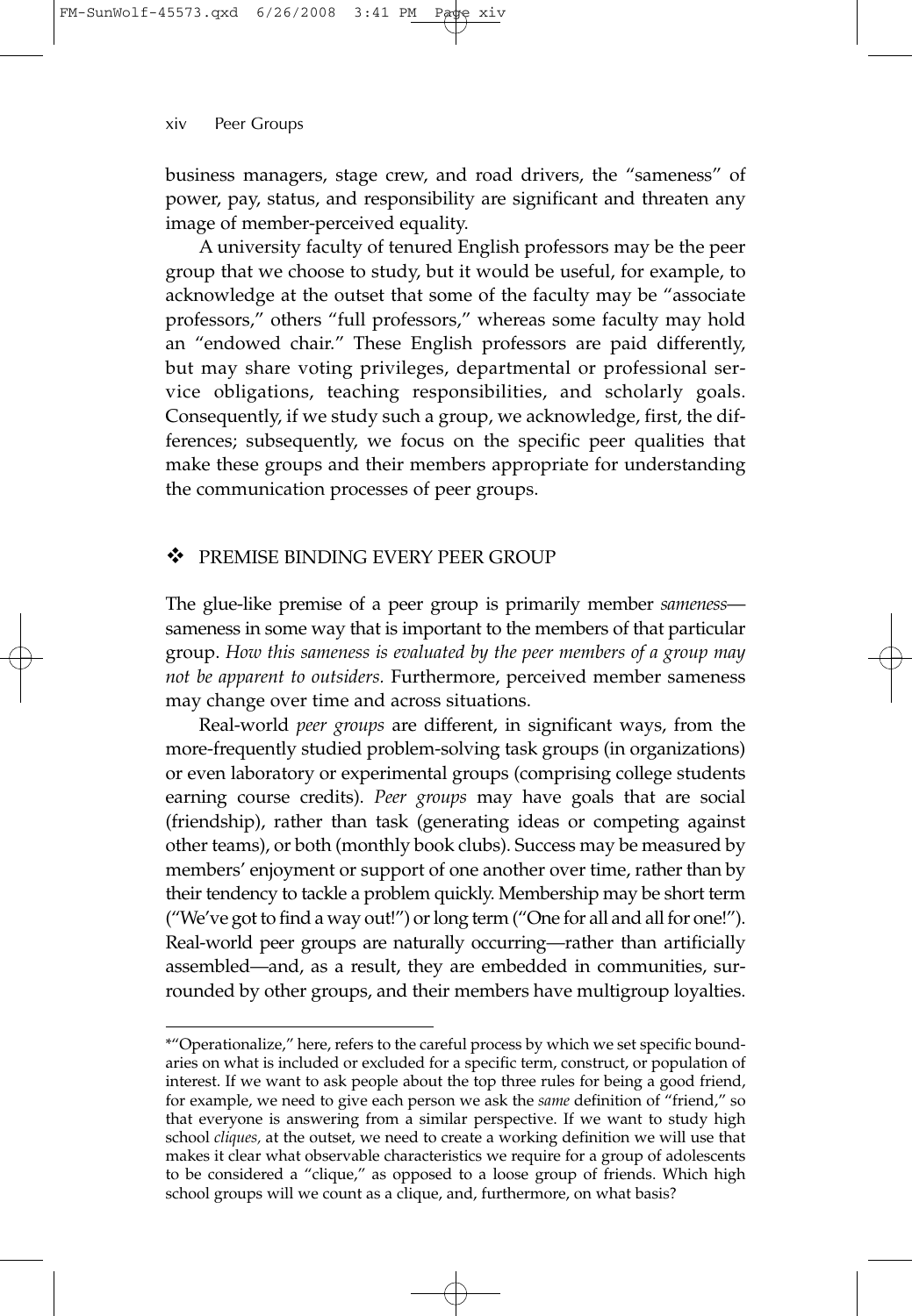business managers, stage crew, and road drivers, the "sameness" of power, pay, status, and responsibility are significant and threaten any image of member-perceived equality.

A university faculty of tenured English professors may be the peer group that we choose to study, but it would be useful, for example, to acknowledge at the outset that some of the faculty may be "associate professors," others "full professors," whereas some faculty may hold an "endowed chair." These English professors are paid differently, but may share voting privileges, departmental or professional service obligations, teaching responsibilities, and scholarly goals. Consequently, if we study such a group, we acknowledge, first, the differences; subsequently, we focus on the specific peer qualities that make these groups and their members appropriate for understanding the communication processes of peer groups.

## ❖ PREMISE BINDING EVERY PEER GROUP

The glue-like premise of a peer group is primarily member *sameness*—sameness in some way that is important to the members of that particular group. *How this sameness is evaluated by the peer members of a group may not be apparent to outsiders.* Furthermore, perceived member sameness may change over time and across situations.

Real-world *peer groups* are different, in significant ways, from the more-frequently studied problem-solving task groups (in organizations) or even laboratory or experimental groups (comprising college students earning course credits). *Peer groups* may have goals that are social (friendship), rather than task (generating ideas or competing against other teams), or both (monthly book clubs). Success may be measured by members' enjoyment or support of one another over time, rather than by their tendency to tackle a problem quickly. Membership may be short term ("We've got to find a way out!") or long term ("One for all and all for one!"). Real-world peer groups are naturally occurring—rather than artificially assembled—and, as a result, they are embedded in communities, surrounded by other groups, and their members have multigroup loyalties.

---

*"Operationalize," here, refers to the careful process by which we set specific boundaries on what is included or excluded for a specific term, construct, or population of interest. If we want to ask people about the top three rules for being a good friend, for example, we need to give each person we ask the *same* definition of "friend," so that everyone is answering from a similar perspective. If we want to study high school *cliques,* at the outset, we need to create a working definition we will use that makes it clear what observable characteristics we require for a group of adolescents to be considered a "clique," as opposed to a loose group of friends. Which high school groups will we count as a clique, and, furthermore, on what basis?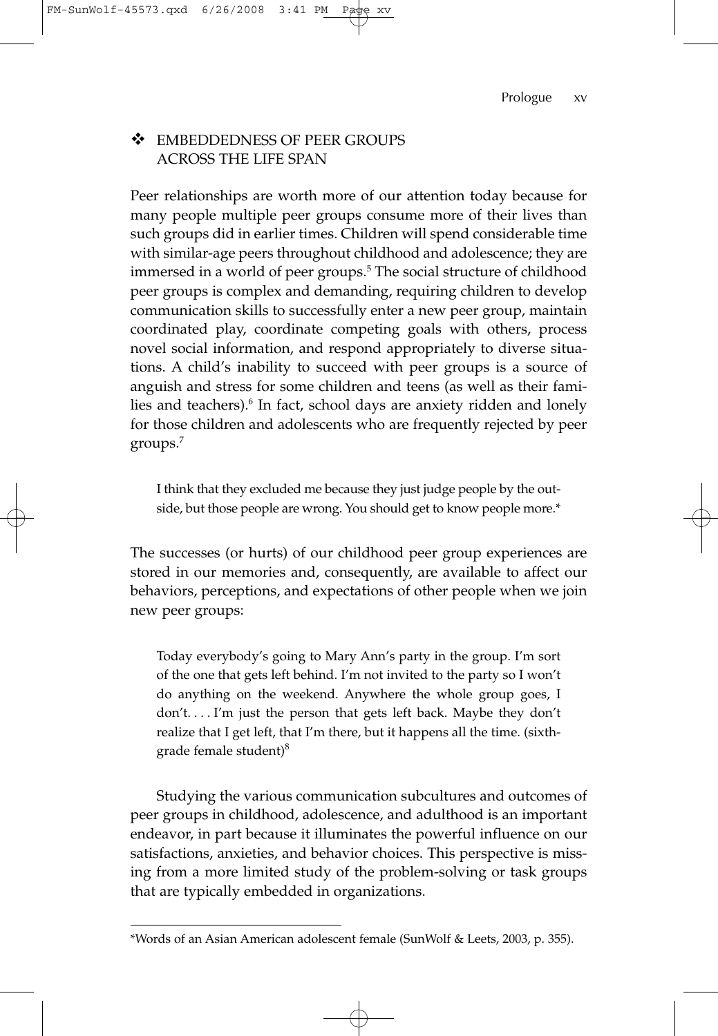## ❖ EMBEDDEDNESS OF PEER GROUPS ACROSS THE LIFE SPAN

Peer relationships are worth more of our attention today because for many people multiple peer groups consume more of their lives than such groups did in earlier times. Children will spend considerable time with similar-age peers throughout childhood and adolescence; they are immersed in a world of peer groups.[5] The social structure of childhood peer groups is complex and demanding, requiring children to develop communication skills to successfully enter a new peer group, maintain coordinated play, coordinate competing goals with others, process novel social information, and respond appropriately to diverse situations. A child's inability to succeed with peer groups is a source of anguish and stress for some children and teens (as well as their families and teachers).[6] In fact, school days are anxiety ridden and lonely for those children and adolescents who are frequently rejected by peer groups.[7]

> I think that they excluded me because they just judge people by the outside, but those people are wrong. You should get to know people more.*

The successes (or hurts) of our childhood peer group experiences are stored in our memories and, consequently, are available to affect our behaviors, perceptions, and expectations of other people when we join new peer groups:

> Today everybody's going to Mary Ann's party in the group. I'm sort of the one that gets left behind. I'm not invited to the party so I won't do anything on the weekend. Anywhere the whole group goes, I don't. . . . I'm just the person that gets left back. Maybe they don't realize that I get left, that I'm there, but it happens all the time. (sixth-grade female student)[8]

Studying the various communication subcultures and outcomes of peer groups in childhood, adolescence, and adulthood is an important endeavor, in part because it illuminates the powerful influence on our satisfactions, anxieties, and behavior choices. This perspective is missing from a more limited study of the problem-solving or task groups that are typically embedded in organizations.

---

*Words of an Asian American adolescent female (SunWolf & Leets, 2003, p. 355).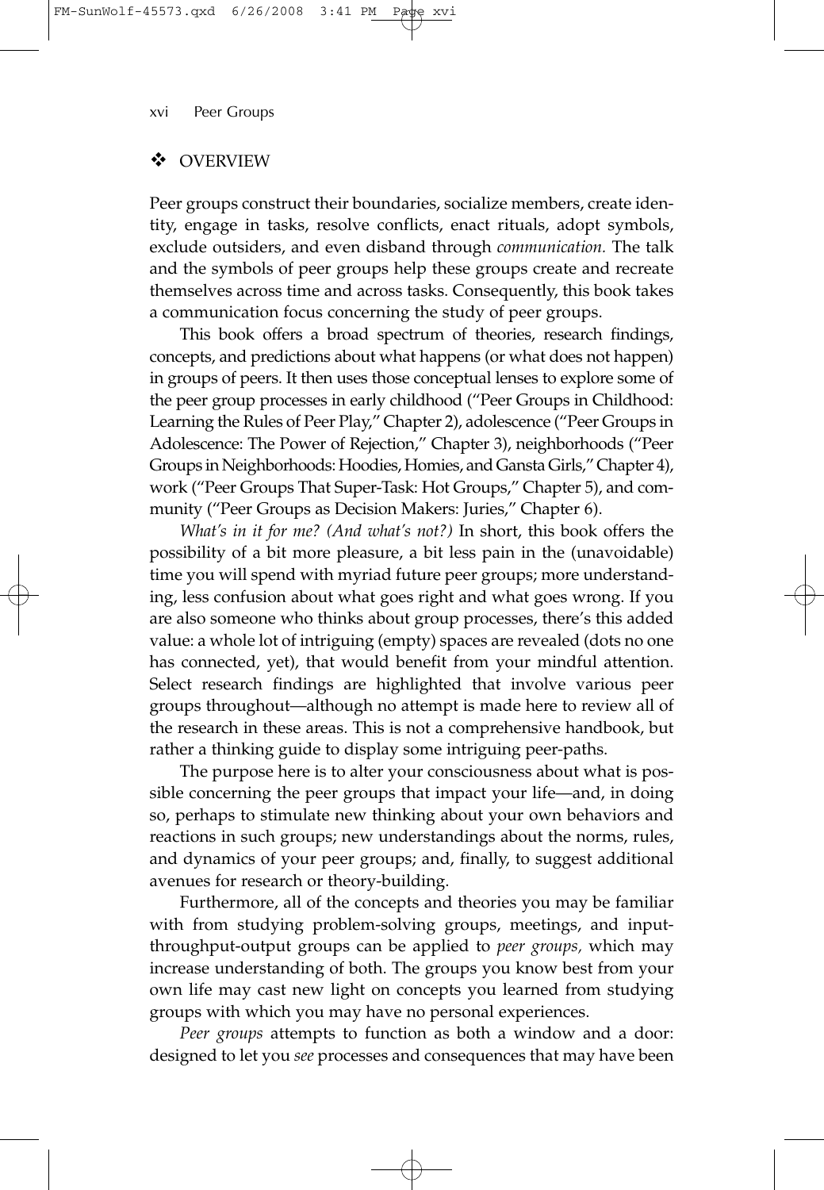## ❖ OVERVIEW

Peer groups construct their boundaries, socialize members, create identity, engage in tasks, resolve conflicts, enact rituals, adopt symbols, exclude outsiders, and even disband through *communication.* The talk and the symbols of peer groups help these groups create and recreate themselves across time and across tasks. Consequently, this book takes a communication focus concerning the study of peer groups.

This book offers a broad spectrum of theories, research findings, concepts, and predictions about what happens (or what does not happen) in groups of peers. It then uses those conceptual lenses to explore some of the peer group processes in early childhood ("Peer Groups in Childhood: Learning the Rules of Peer Play," Chapter 2), adolescence ("Peer Groups in Adolescence: The Power of Rejection," Chapter 3), neighborhoods ("Peer Groups in Neighborhoods: Hoodies, Homies, and Gansta Girls," Chapter 4), work ("Peer Groups That Super-Task: Hot Groups," Chapter 5), and community ("Peer Groups as Decision Makers: Juries," Chapter 6).

*What's in it for me? (And what's not?)* In short, this book offers the possibility of a bit more pleasure, a bit less pain in the (unavoidable) time you will spend with myriad future peer groups; more understanding, less confusion about what goes right and what goes wrong. If you are also someone who thinks about group processes, there's this added value: a whole lot of intriguing (empty) spaces are revealed (dots no one has connected, yet), that would benefit from your mindful attention. Select research findings are highlighted that involve various peer groups throughout—although no attempt is made here to review all of the research in these areas. This is not a comprehensive handbook, but rather a thinking guide to display some intriguing peer-paths.

The purpose here is to alter your consciousness about what is possible concerning the peer groups that impact your life—and, in doing so, perhaps to stimulate new thinking about your own behaviors and reactions in such groups; new understandings about the norms, rules, and dynamics of your peer groups; and, finally, to suggest additional avenues for research or theory-building.

Furthermore, all of the concepts and theories you may be familiar with from studying problem-solving groups, meetings, and input-throughput-output groups can be applied to *peer groups,* which may increase understanding of both. The groups you know best from your own life may cast new light on concepts you learned from studying groups with which you may have no personal experiences.

*Peer groups* attempts to function as both a window and a door: designed to let you *see* processes and consequences that may have been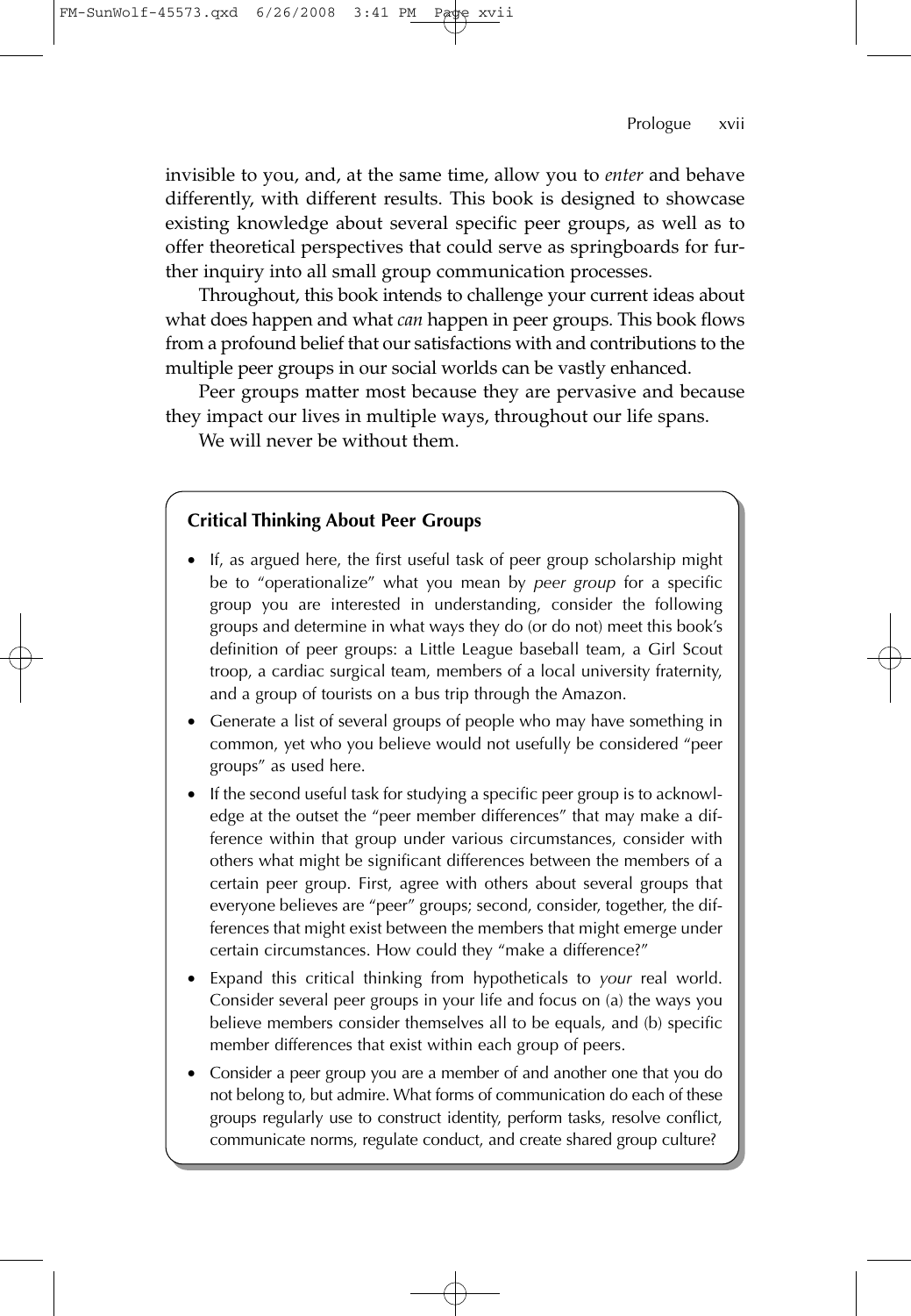invisible to you, and, at the same time, allow you to *enter* and behave differently, with different results. This book is designed to showcase existing knowledge about several specific peer groups, as well as to offer theoretical perspectives that could serve as springboards for further inquiry into all small group communication processes.

Throughout, this book intends to challenge your current ideas about what does happen and what *can* happen in peer groups. This book flows from a profound belief that our satisfactions with and contributions to the multiple peer groups in our social worlds can be vastly enhanced.

Peer groups matter most because they are pervasive and because they impact our lives in multiple ways, throughout our life spans.

We will never be without them.

### Critical Thinking About Peer Groups

- If, as argued here, the first useful task of peer group scholarship might be to "operationalize" what you mean by *peer group* for a specific group you are interested in understanding, consider the following groups and determine in what ways they do (or do not) meet this book's definition of peer groups: a Little League baseball team, a Girl Scout troop, a cardiac surgical team, members of a local university fraternity, and a group of tourists on a bus trip through the Amazon.
- Generate a list of several groups of people who may have something in common, yet who you believe would not usefully be considered "peer groups" as used here.
- If the second useful task for studying a specific peer group is to acknowledge at the outset the "peer member differences" that may make a difference within that group under various circumstances, consider with others what might be significant differences between the members of a certain peer group. First, agree with others about several groups that everyone believes are "peer" groups; second, consider, together, the differences that might exist between the members that might emerge under certain circumstances. How could they "make a difference?"
- Expand this critical thinking from hypotheticals to *your* real world. Consider several peer groups in your life and focus on (a) the ways you believe members consider themselves all to be equals, and (b) specific member differences that exist within each group of peers.
- Consider a peer group you are a member of and another one that you do not belong to, but admire. What forms of communication do each of these groups regularly use to construct identity, perform tasks, resolve conflict, communicate norms, regulate conduct, and create shared group culture?